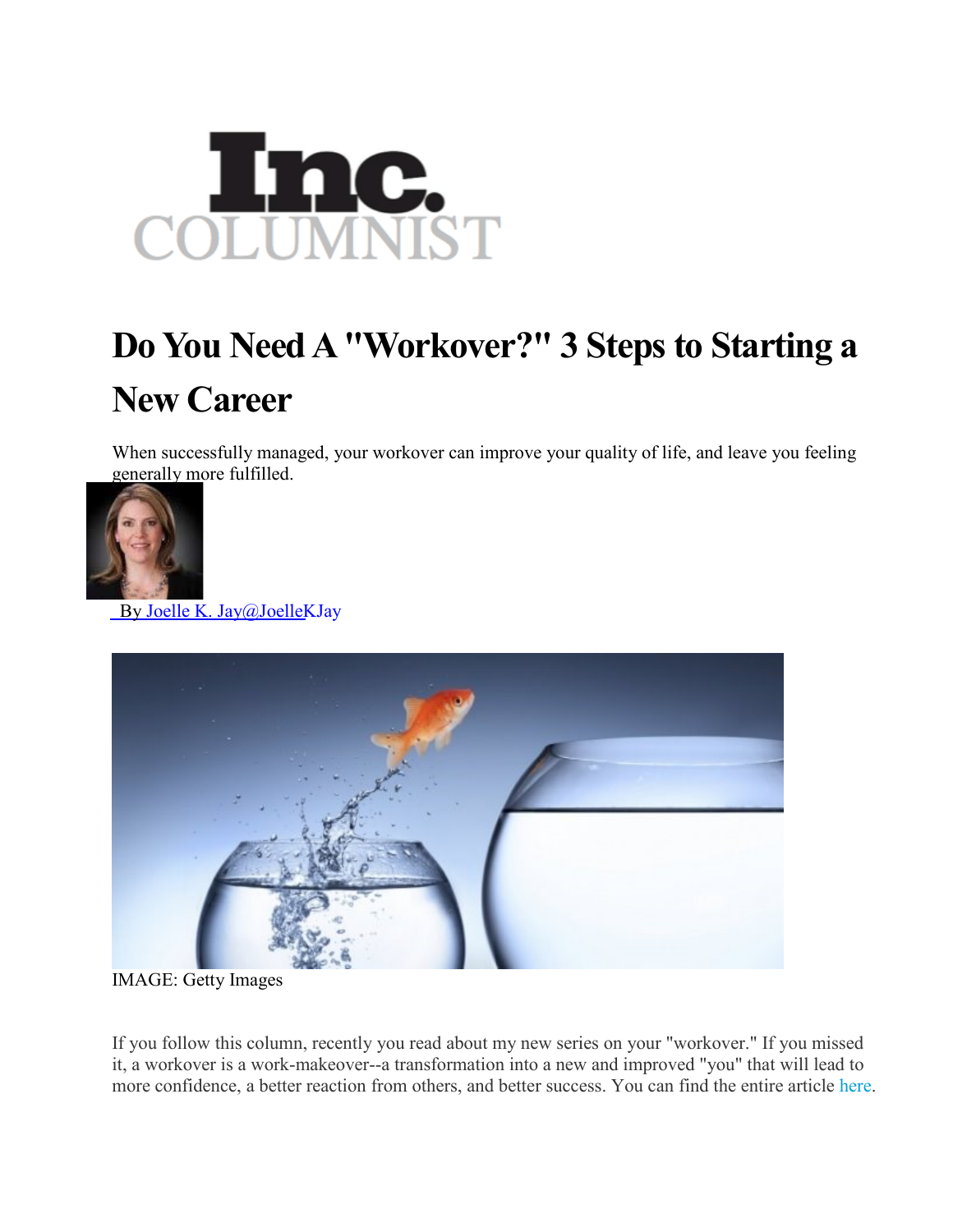Inc. COLUMNIST

# Do You Need A "Workover?" 3 Steps to Starting a New Career

When successfully managed, your workover can improve your quality of life, and leave you feeling generally more fulfilled.

By Joelle K. Jay@JoelleKJay

IMAGE: Getty Images

If you follow this column, recently you read about my new series on your "workover." If you missed it, a workover is a work-makeover--a transformation into a new and improved "you" that will lead to more confidence, a better reaction from others, and better success. You can find the entire article here.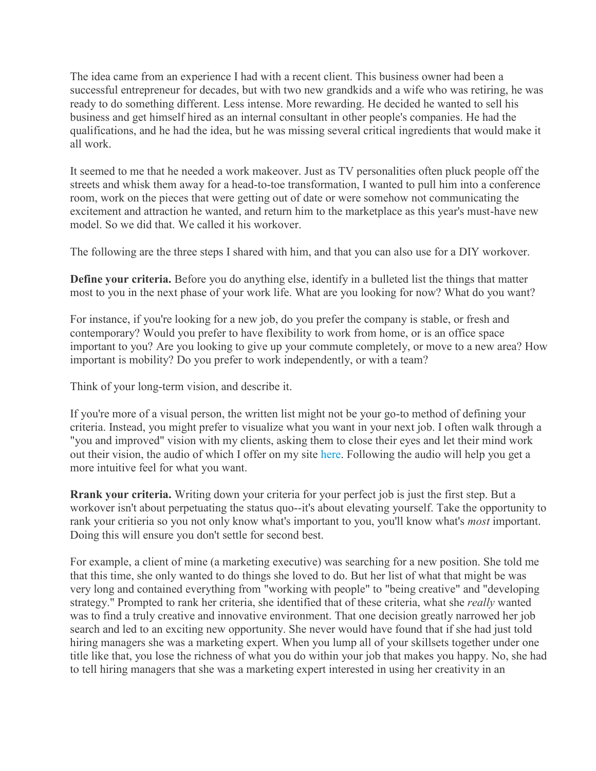The idea came from an experience I had with a recent client. This business owner had been a successful entrepreneur for decades, but with two new grandkids and a wife who was retiring, he was ready to do something different. Less intense. More rewarding. He decided he wanted to sell his business and get himself hired as an internal consultant in other people's companies. He had the qualifications, and he had the idea, but he was missing several critical ingredients that would make it all work.

It seemed to me that he needed a work makeover. Just as TV personalities often pluck people off the streets and whisk them away for a head-to-toe transformation, I wanted to pull him into a conference room, work on the pieces that were getting out of date or were somehow not communicating the excitement and attraction he wanted, and return him to the marketplace as this year's must-have new model. So we did that. We called it his workover.

The following are the three steps I shared with him, and that you can also use for a DIY workover.

**Define your criteria.** Before you do anything else, identify in a bulleted list the things that matter most to you in the next phase of your work life. What are you looking for now? What do you want?

For instance, if you're looking for a new job, do you prefer the company is stable, or fresh and contemporary? Would you prefer to have flexibility to work from home, or is an office space important to you? Are you looking to give up your commute completely, or move to a new area? How important is mobility? Do you prefer to work independently, or with a team?

Think of your long-term vision, and describe it.

If you're more of a visual person, the written list might not be your go-to method of defining your criteria. Instead, you might prefer to visualize what you want in your next job. I often walk through a "you and improved" vision with my clients, asking them to close their eyes and let their mind work out their vision, the audio of which I offer on my site here. Following the audio will help you get a more intuitive feel for what you want.

**Rrank your criteria.** Writing down your criteria for your perfect job is just the first step. But a workover isn't about perpetuating the status quo--it's about elevating yourself. Take the opportunity to rank your critieria so you not only know what's important to you, you'll know what's *most* important. Doing this will ensure you don't settle for second best.

For example, a client of mine (a marketing executive) was searching for a new position. She told me that this time, she only wanted to do things she loved to do. But her list of what that might be was very long and contained everything from "working with people" to "being creative" and "developing strategy." Prompted to rank her criteria, she identified that of these criteria, what she *really* wanted was to find a truly creative and innovative environment. That one decision greatly narrowed her job search and led to an exciting new opportunity. She never would have found that if she had just told hiring managers she was a marketing expert. When you lump all of your skillsets together under one title like that, you lose the richness of what you do within your job that makes you happy. No, she had to tell hiring managers that she was a marketing expert interested in using her creativity in an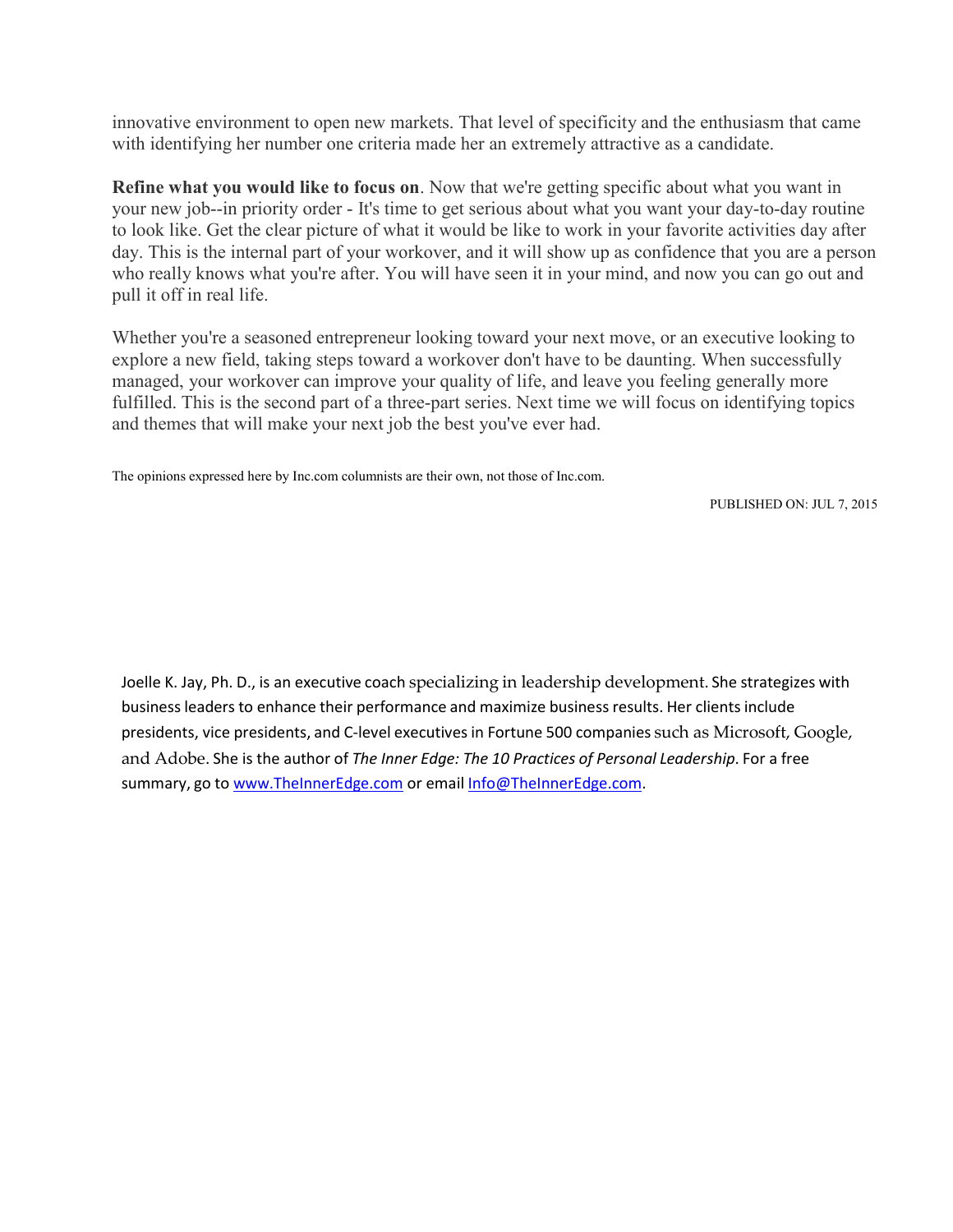innovative environment to open new markets. That level of specificity and the enthusiasm that came with identifying her number one criteria made her an extremely attractive as a candidate.

**Refine what you would like to focus on**. Now that we're getting specific about what you want in your new job--in priority order - It's time to get serious about what you want your day-to-day routine to look like. Get the clear picture of what it would be like to work in your favorite activities day after day. This is the internal part of your workover, and it will show up as confidence that you are a person who really knows what you're after. You will have seen it in your mind, and now you can go out and pull it off in real life.

Whether you're a seasoned entrepreneur looking toward your next move, or an executive looking to explore a new field, taking steps toward a workover don't have to be daunting. When successfully managed, your workover can improve your quality of life, and leave you feeling generally more fulfilled. This is the second part of a three-part series. Next time we will focus on identifying topics and themes that will make your next job the best you've ever had.

The opinions expressed here by Inc.com columnists are their own, not those of Inc.com.

PUBLISHED ON: JUL 7, 2015

Joelle K. Jay, Ph. D., is an executive coach specializing in leadership development. She strategizes with business leaders to enhance their performance and maximize business results. Her clients include presidents, vice presidents, and C-level executives in Fortune 500 companies such as Microsoft, Google, and Adobe. She is the author of *The Inner Edge: The 10 Practices of Personal Leadership*. For a free summary, go to www.TheInnerEdge.com or email Info@TheInnerEdge.com.